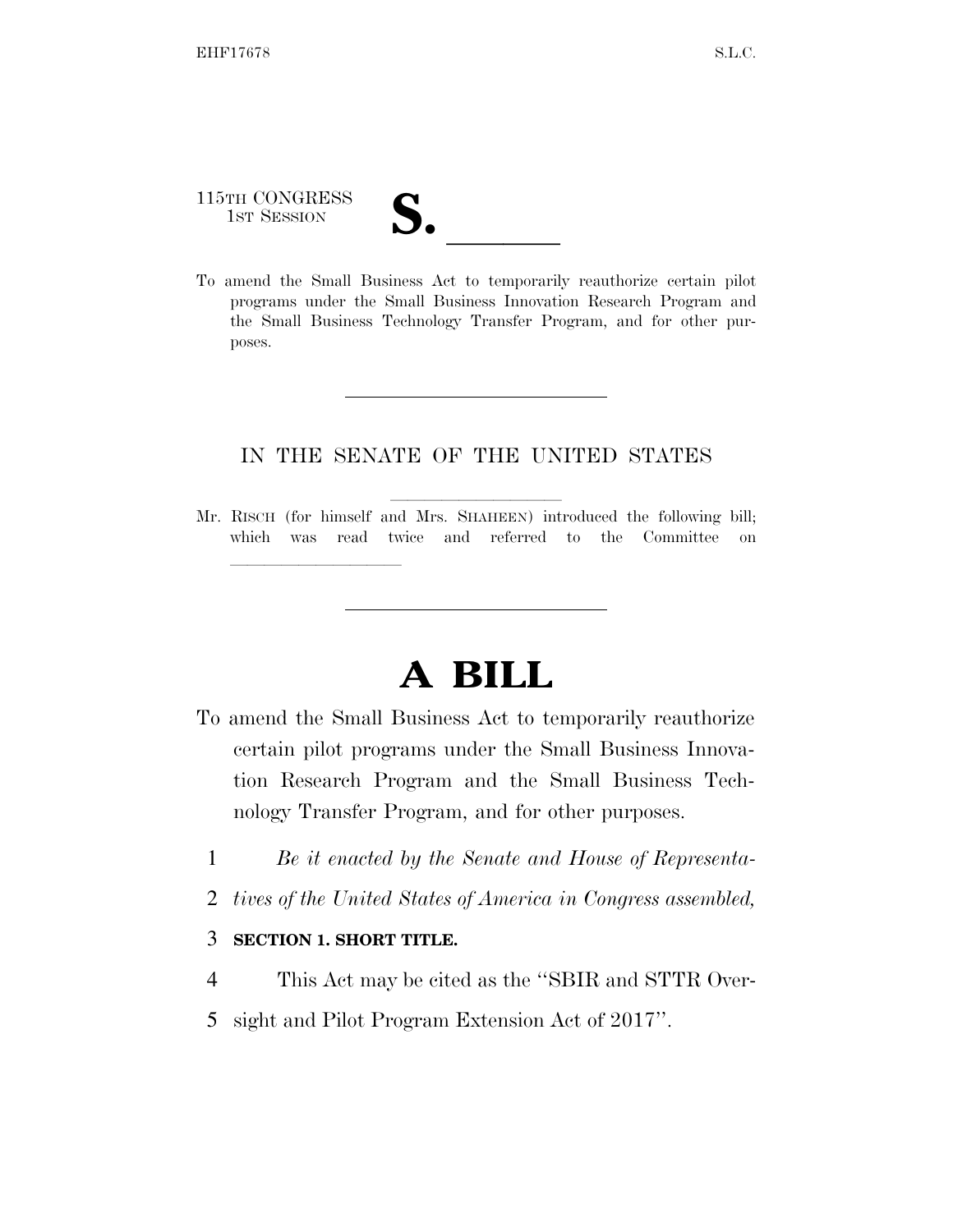115TH CONGRESS
1ST SESSION

# S. ______

To amend the Small Business Act to temporarily reauthorize certain pilot programs under the Small Business Innovation Research Program and the Small Business Technology Transfer Program, and for other purposes.

---

IN THE SENATE OF THE UNITED STATES

Mr. RISCH (for himself and Mrs. SHAHEEN) introduced the following bill; which was read twice and referred to the Committee on ______________

---

# A BILL

To amend the Small Business Act to temporarily reauthorize certain pilot programs under the Small Business Innovation Research Program and the Small Business Technology Transfer Program, and for other purposes.

1 *Be it enacted by the Senate and House of Representa-*
2 *tives of the United States of America in Congress assembled,*

3 **SECTION 1. SHORT TITLE.**

4 This Act may be cited as the "SBIR and STTR Over-
5 sight and Pilot Program Extension Act of 2017".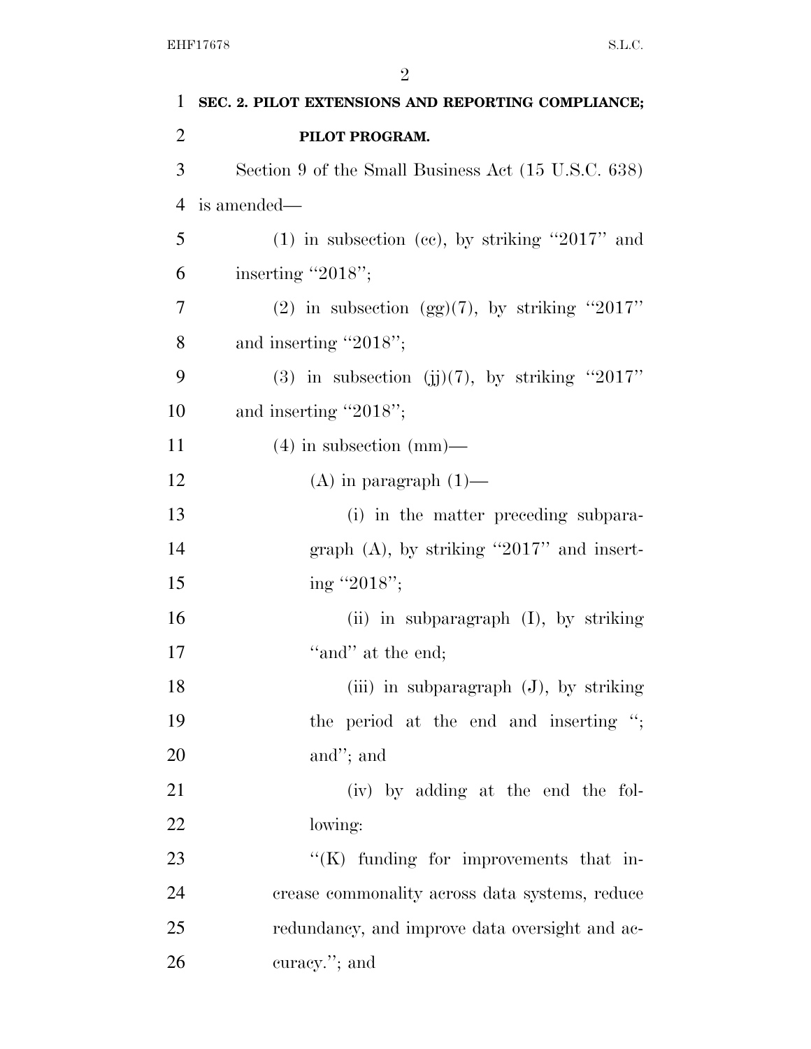**SEC. 2. PILOT EXTENSIONS AND REPORTING COMPLIANCE; PILOT PROGRAM.**

Section 9 of the Small Business Act (15 U.S.C. 638) is amended—

(1) in subsection (cc), by striking "2017" and inserting "2018";

(2) in subsection (gg)(7), by striking "2017" and inserting "2018";

(3) in subsection (jj)(7), by striking "2017" and inserting "2018";

(4) in subsection (mm)—

(A) in paragraph (1)—

(i) in the matter preceding subparagraph (A), by striking "2017" and inserting "2018";

(ii) in subparagraph (I), by striking "and" at the end;

(iii) in subparagraph (J), by striking the period at the end and inserting "; and"; and

(iv) by adding at the end the following:

"(K) funding for improvements that increase commonality across data systems, reduce redundancy, and improve data oversight and accuracy."; and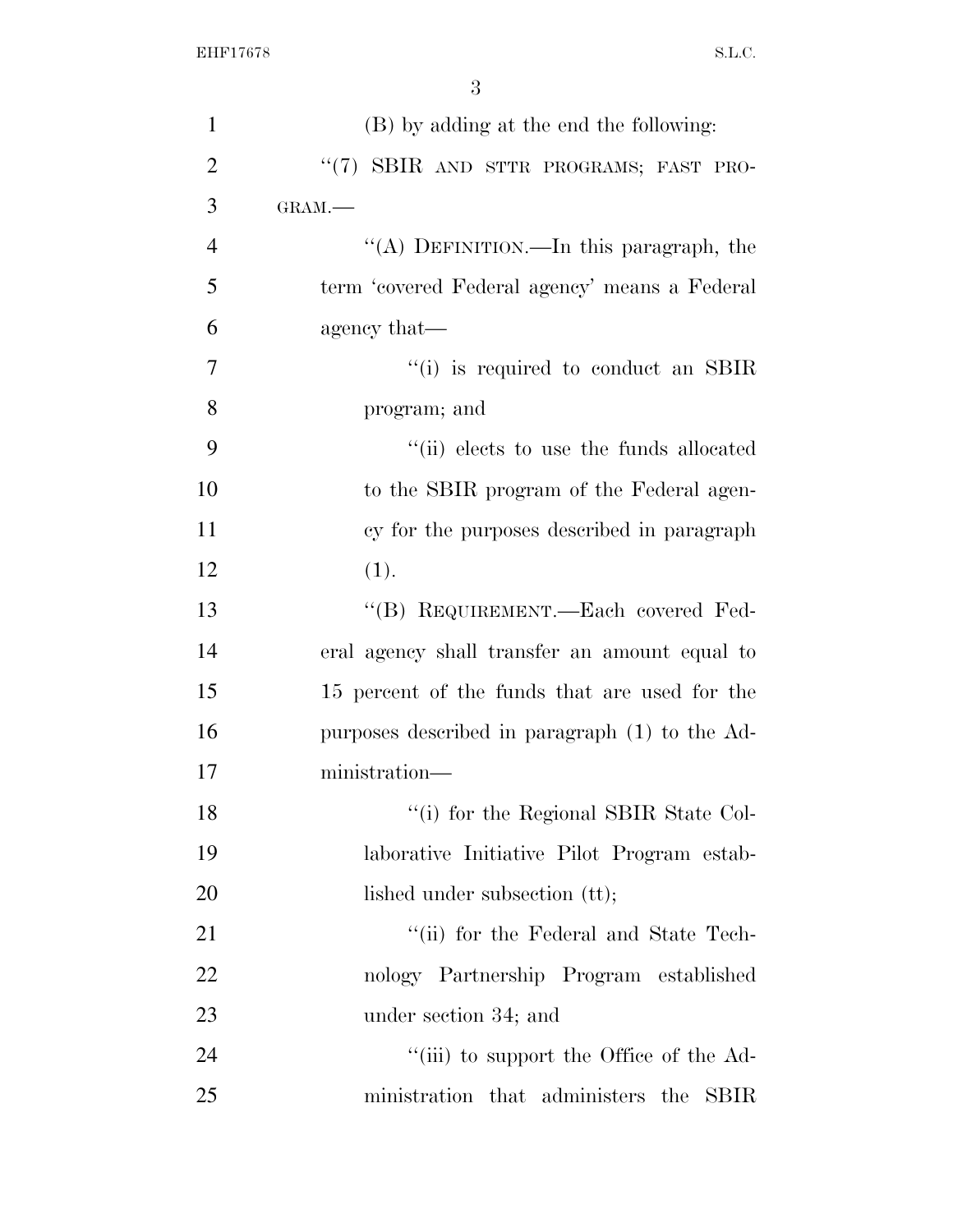(B) by adding at the end the following:

"(7) SBIR AND STTR PROGRAMS; FAST PROGRAM.—

"(A) DEFINITION.—In this paragraph, the term 'covered Federal agency' means a Federal agency that—

"(i) is required to conduct an SBIR program; and

"(ii) elects to use the funds allocated to the SBIR program of the Federal agency for the purposes described in paragraph (1).

"(B) REQUIREMENT.—Each covered Federal agency shall transfer an amount equal to 15 percent of the funds that are used for the purposes described in paragraph (1) to the Administration—

"(i) for the Regional SBIR State Collaborative Initiative Pilot Program established under subsection (tt);

"(ii) for the Federal and State Technology Partnership Program established under section 34; and

"(iii) to support the Office of the Administration that administers the SBIR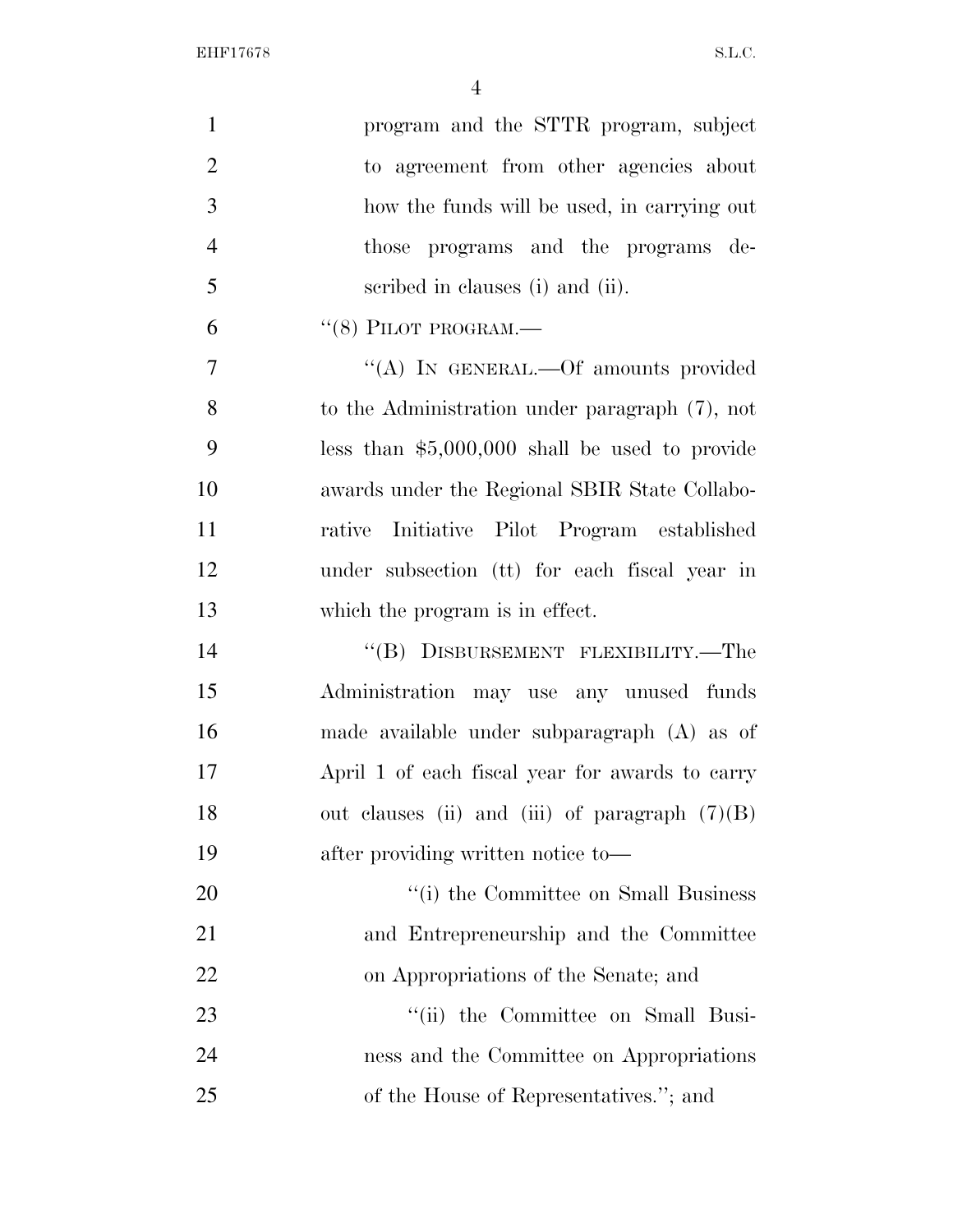program and the STTR program, subject to agreement from other agencies about how the funds will be used, in carrying out those programs and the programs described in clauses (i) and (ii).

"(8) PILOT PROGRAM.—

"(A) IN GENERAL.—Of amounts provided to the Administration under paragraph (7), not less than $5,000,000 shall be used to provide awards under the Regional SBIR State Collaborative Initiative Pilot Program established under subsection (tt) for each fiscal year in which the program is in effect.

"(B) DISBURSEMENT FLEXIBILITY.—The Administration may use any unused funds made available under subparagraph (A) as of April 1 of each fiscal year for awards to carry out clauses (ii) and (iii) of paragraph (7)(B) after providing written notice to—

"(i) the Committee on Small Business and Entrepreneurship and the Committee on Appropriations of the Senate; and

"(ii) the Committee on Small Business and the Committee on Appropriations of the House of Representatives."; and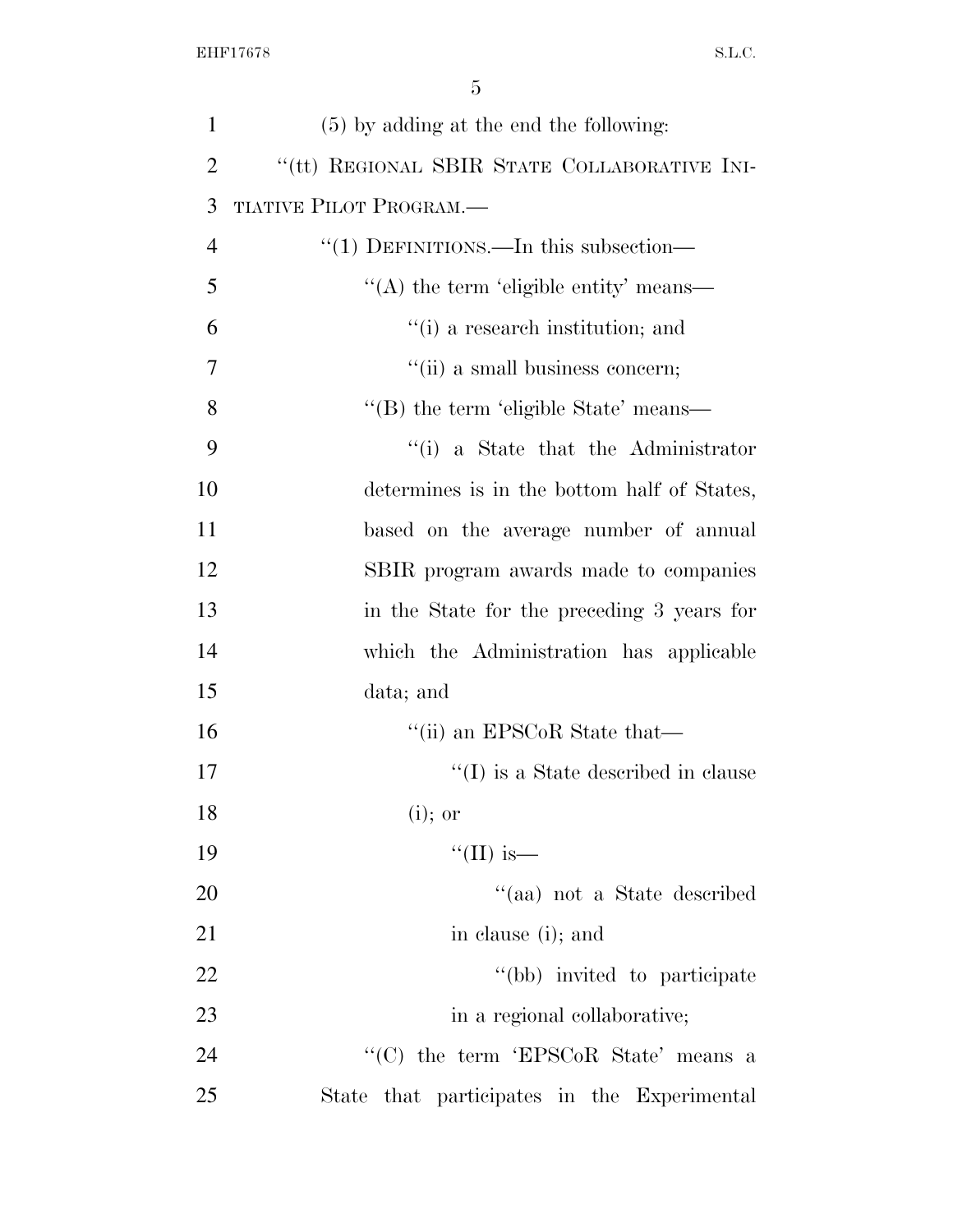(5) by adding at the end the following:

"(tt) REGIONAL SBIR STATE COLLABORATIVE INITIATIVE PILOT PROGRAM.—

"(1) DEFINITIONS.—In this subsection—

"(A) the term 'eligible entity' means—

"(i) a research institution; and

"(ii) a small business concern;

"(B) the term 'eligible State' means—

"(i) a State that the Administrator determines is in the bottom half of States, based on the average number of annual SBIR program awards made to companies in the State for the preceding 3 years for which the Administration has applicable data; and

"(ii) an EPSCoR State that—

"(I) is a State described in clause (i); or

"(II) is—

"(aa) not a State described in clause (i); and

"(bb) invited to participate in a regional collaborative;

"(C) the term 'EPSCoR State' means a State that participates in the Experimental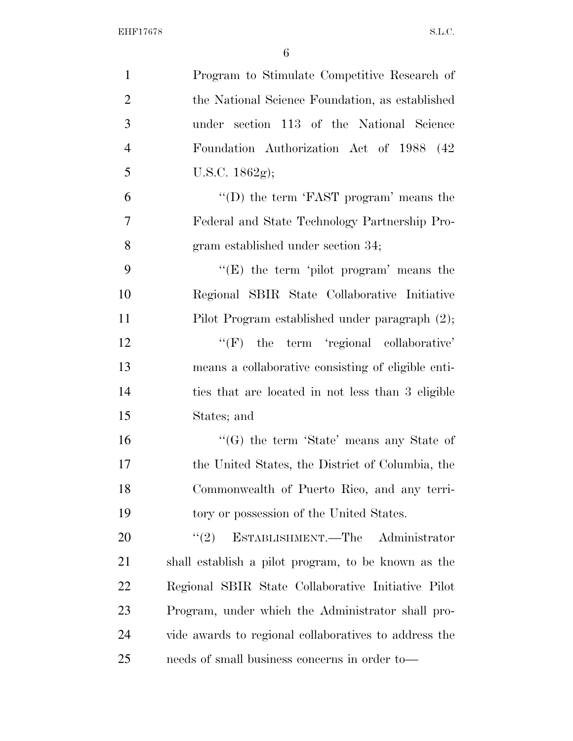Program to Stimulate Competitive Research of the National Science Foundation, as established under section 113 of the National Science Foundation Authorization Act of 1988 (42 U.S.C. 1862g);

"(D) the term 'FAST program' means the Federal and State Technology Partnership Program established under section 34;

"(E) the term 'pilot program' means the Regional SBIR State Collaborative Initiative Pilot Program established under paragraph (2);

"(F) the term 'regional collaborative' means a collaborative consisting of eligible entities that are located in not less than 3 eligible States; and

"(G) the term 'State' means any State of the United States, the District of Columbia, the Commonwealth of Puerto Rico, and any territory or possession of the United States.

"(2) ESTABLISHMENT.—The Administrator shall establish a pilot program, to be known as the Regional SBIR State Collaborative Initiative Pilot Program, under which the Administrator shall provide awards to regional collaboratives to address the needs of small business concerns in order to—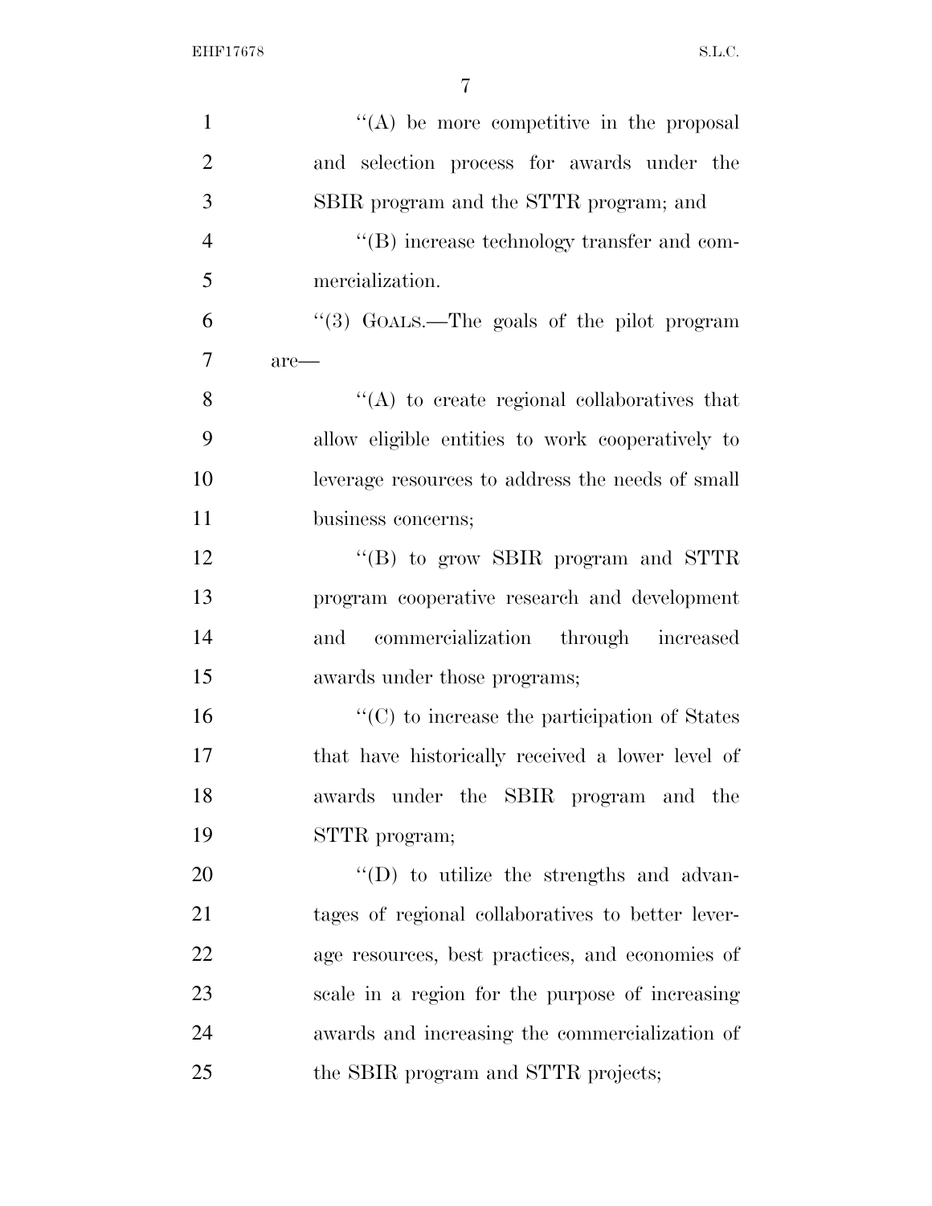''(A) be more competitive in the proposal and selection process for awards under the SBIR program and the STTR program; and

''(B) increase technology transfer and commercialization.

''(3) GOALS.—The goals of the pilot program are—

''(A) to create regional collaboratives that allow eligible entities to work cooperatively to leverage resources to address the needs of small business concerns;

''(B) to grow SBIR program and STTR program cooperative research and development and commercialization through increased awards under those programs;

''(C) to increase the participation of States that have historically received a lower level of awards under the SBIR program and the STTR program;

''(D) to utilize the strengths and advantages of regional collaboratives to better leverage resources, best practices, and economies of scale in a region for the purpose of increasing awards and increasing the commercialization of the SBIR program and STTR projects;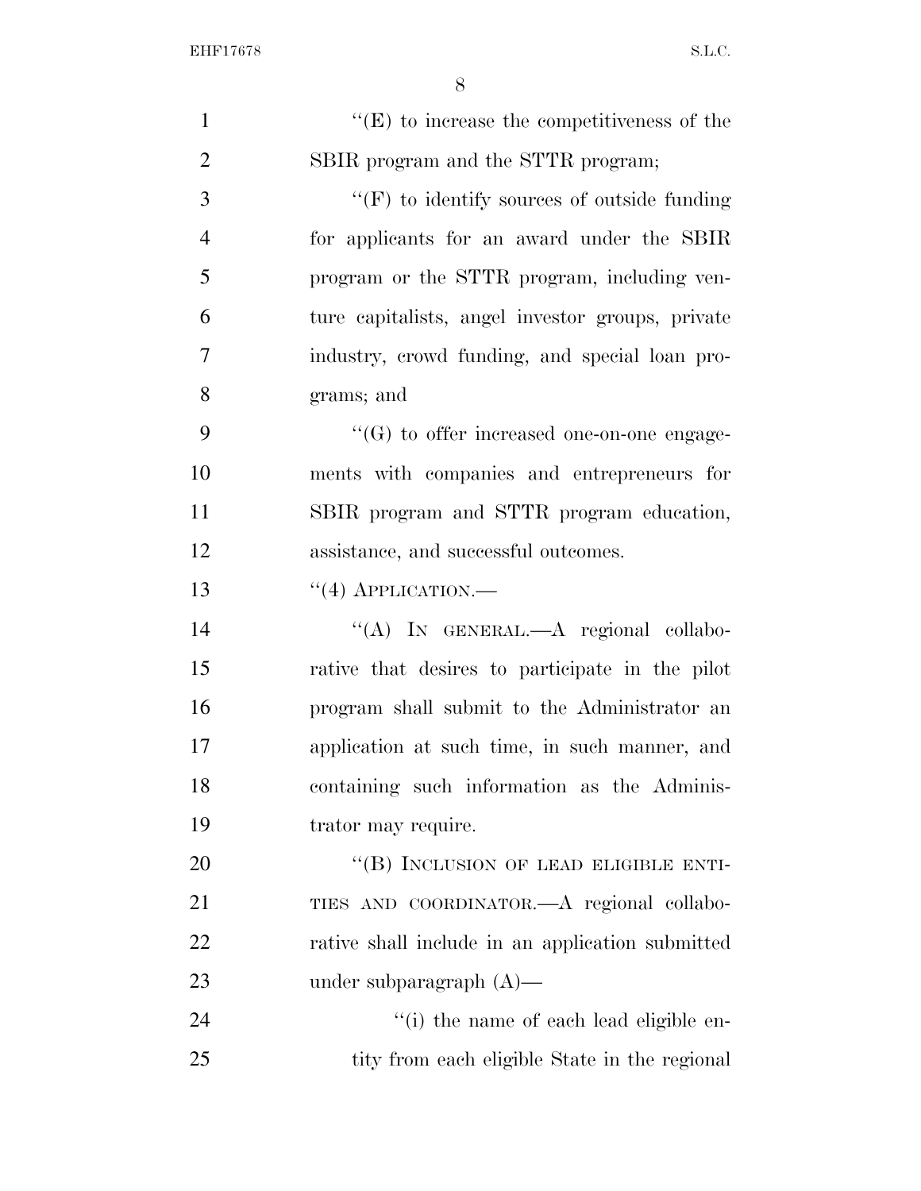''(E) to increase the competitiveness of the SBIR program and the STTR program;

''(F) to identify sources of outside funding for applicants for an award under the SBIR program or the STTR program, including venture capitalists, angel investor groups, private industry, crowd funding, and special loan programs; and

''(G) to offer increased one-on-one engagements with companies and entrepreneurs for SBIR program and STTR program education, assistance, and successful outcomes.

''(4) APPLICATION.—

''(A) IN GENERAL.—A regional collaborative that desires to participate in the pilot program shall submit to the Administrator an application at such time, in such manner, and containing such information as the Administrator may require.

''(B) INCLUSION OF LEAD ELIGIBLE ENTITIES AND COORDINATOR.—A regional collaborative shall include in an application submitted under subparagraph (A)—

''(i) the name of each lead eligible entity from each eligible State in the regional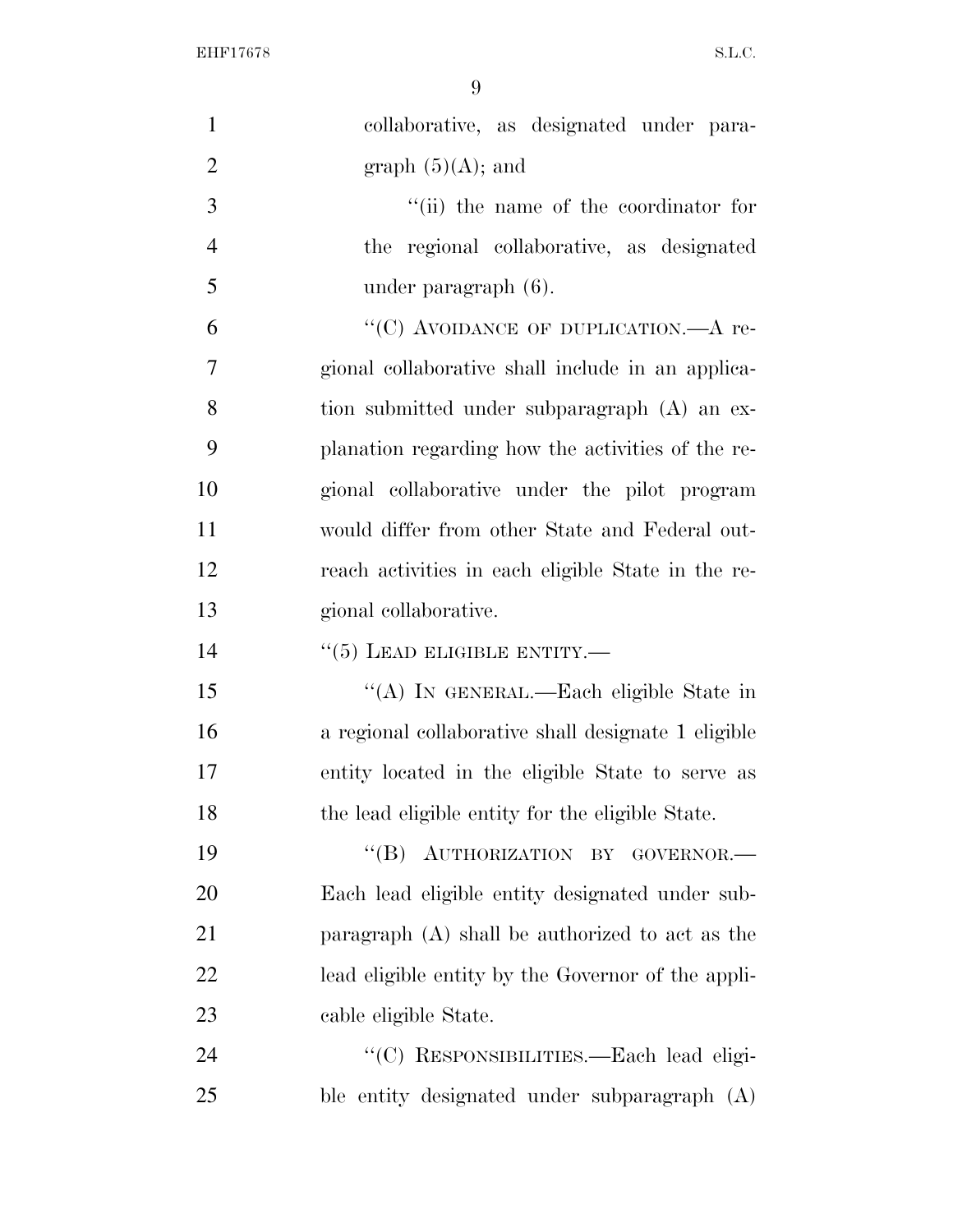collaborative, as designated under paragraph (5)(A); and

''(ii) the name of the coordinator for the regional collaborative, as designated under paragraph (6).

''(C) AVOIDANCE OF DUPLICATION.—A regional collaborative shall include in an application submitted under subparagraph (A) an explanation regarding how the activities of the regional collaborative under the pilot program would differ from other State and Federal outreach activities in each eligible State in the regional collaborative.

''(5) LEAD ELIGIBLE ENTITY.—

''(A) IN GENERAL.—Each eligible State in a regional collaborative shall designate 1 eligible entity located in the eligible State to serve as the lead eligible entity for the eligible State.

''(B) AUTHORIZATION BY GOVERNOR.—Each lead eligible entity designated under subparagraph (A) shall be authorized to act as the lead eligible entity by the Governor of the applicable eligible State.

''(C) RESPONSIBILITIES.—Each lead eligible entity designated under subparagraph (A)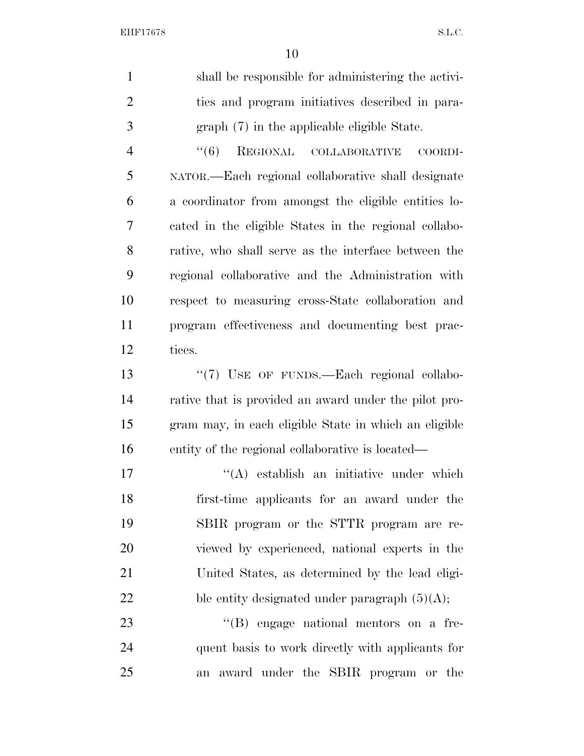shall be responsible for administering the activities and program initiatives described in paragraph (7) in the applicable eligible State.

"(6) REGIONAL COLLABORATIVE COORDINATOR.—Each regional collaborative shall designate a coordinator from amongst the eligible entities located in the eligible States in the regional collaborative, who shall serve as the interface between the regional collaborative and the Administration with respect to measuring cross-State collaboration and program effectiveness and documenting best practices.

"(7) USE OF FUNDS.—Each regional collaborative that is provided an award under the pilot program may, in each eligible State in which an eligible entity of the regional collaborative is located—

"(A) establish an initiative under which first-time applicants for an award under the SBIR program or the STTR program are reviewed by experienced, national experts in the United States, as determined by the lead eligible entity designated under paragraph (5)(A);

"(B) engage national mentors on a frequent basis to work directly with applicants for an award under the SBIR program or the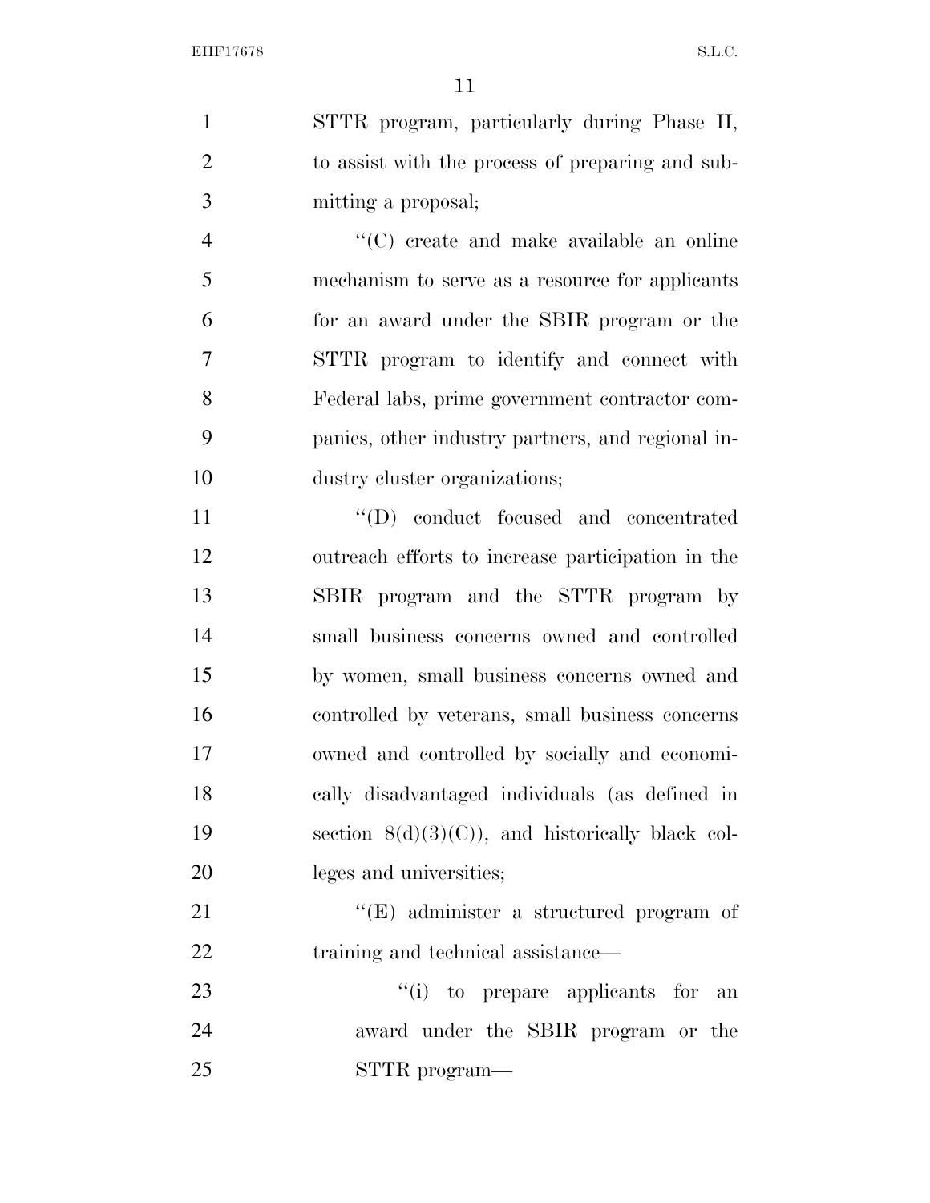STTR program, particularly during Phase II, to assist with the process of preparing and submitting a proposal;

"(C) create and make available an online mechanism to serve as a resource for applicants for an award under the SBIR program or the STTR program to identify and connect with Federal labs, prime government contractor companies, other industry partners, and regional industry cluster organizations;

"(D) conduct focused and concentrated outreach efforts to increase participation in the SBIR program and the STTR program by small business concerns owned and controlled by women, small business concerns owned and controlled by veterans, small business concerns owned and controlled by socially and economically disadvantaged individuals (as defined in section 8(d)(3)(C)), and historically black colleges and universities;

"(E) administer a structured program of training and technical assistance—

"(i) to prepare applicants for an award under the SBIR program or the STTR program—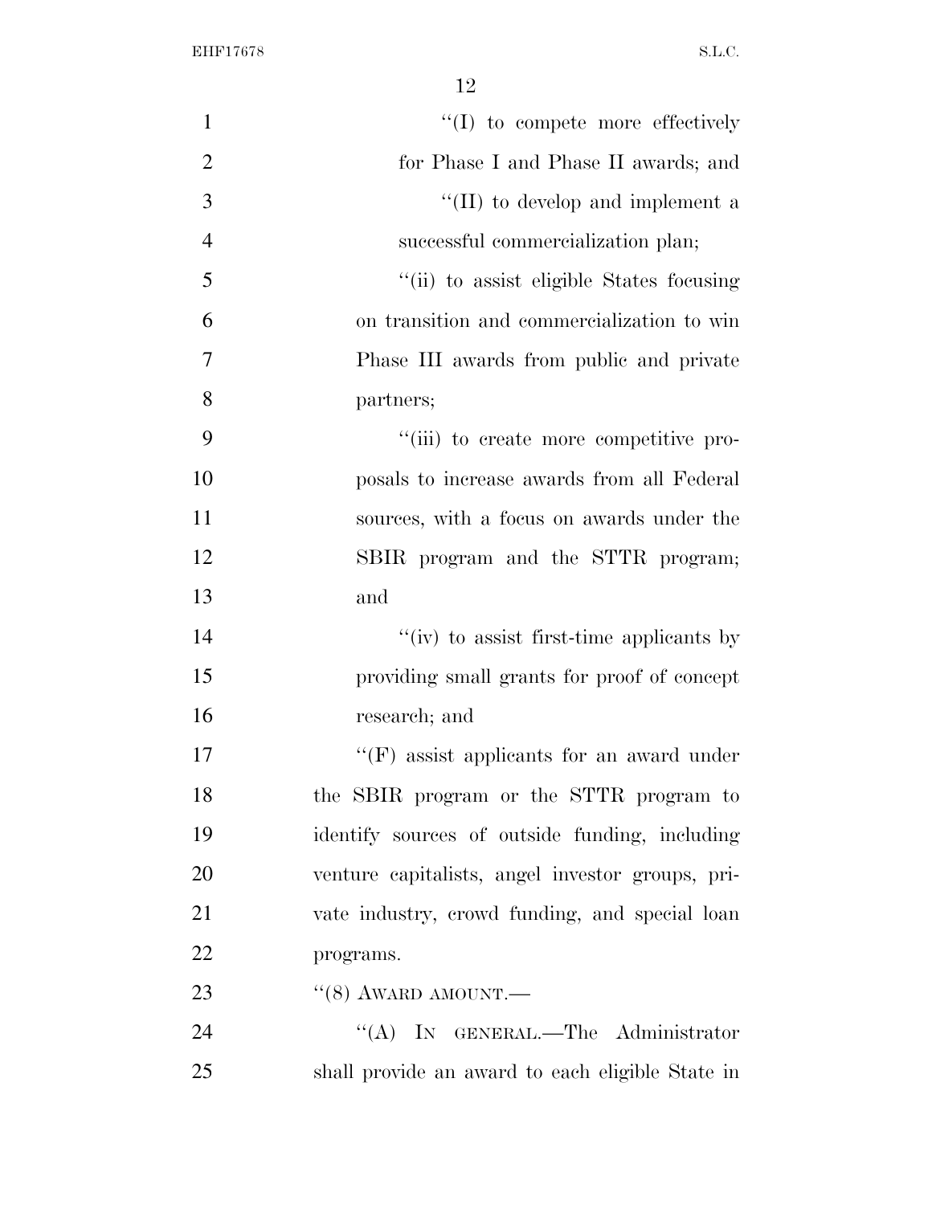''(I) to compete more effectively for Phase I and Phase II awards; and

''(II) to develop and implement a successful commercialization plan;

''(ii) to assist eligible States focusing on transition and commercialization to win Phase III awards from public and private partners;

''(iii) to create more competitive proposals to increase awards from all Federal sources, with a focus on awards under the SBIR program and the STTR program; and

''(iv) to assist first-time applicants by providing small grants for proof of concept research; and

''(F) assist applicants for an award under the SBIR program or the STTR program to identify sources of outside funding, including venture capitalists, angel investor groups, private industry, crowd funding, and special loan programs.

''(8) AWARD AMOUNT.—

''(A) IN GENERAL.—The Administrator shall provide an award to each eligible State in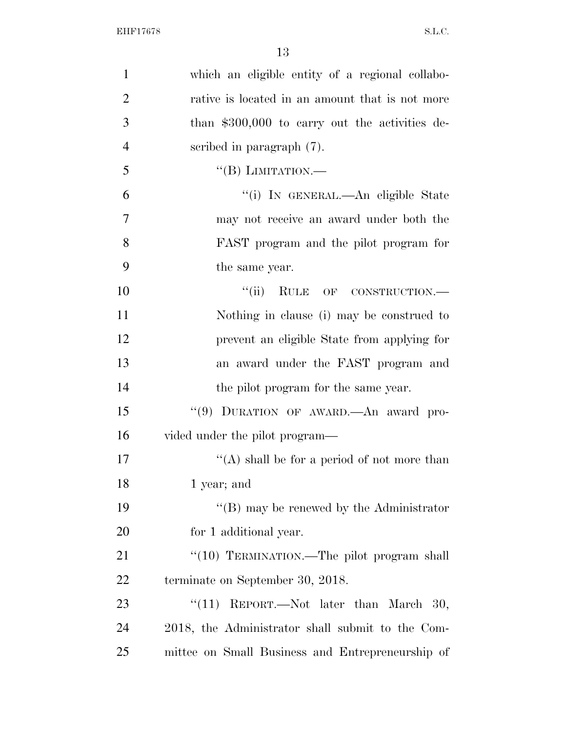which an eligible entity of a regional collaborative is located in an amount that is not more than $300,000 to carry out the activities described in paragraph (7).

"(B) LIMITATION.—

"(i) IN GENERAL.—An eligible State may not receive an award under both the FAST program and the pilot program for the same year.

"(ii) RULE OF CONSTRUCTION.—Nothing in clause (i) may be construed to prevent an eligible State from applying for an award under the FAST program and the pilot program for the same year.

"(9) DURATION OF AWARD.—An award provided under the pilot program—

"(A) shall be for a period of not more than 1 year; and

"(B) may be renewed by the Administrator for 1 additional year.

"(10) TERMINATION.—The pilot program shall terminate on September 30, 2018.

"(11) REPORT.—Not later than March 30, 2018, the Administrator shall submit to the Committee on Small Business and Entrepreneurship of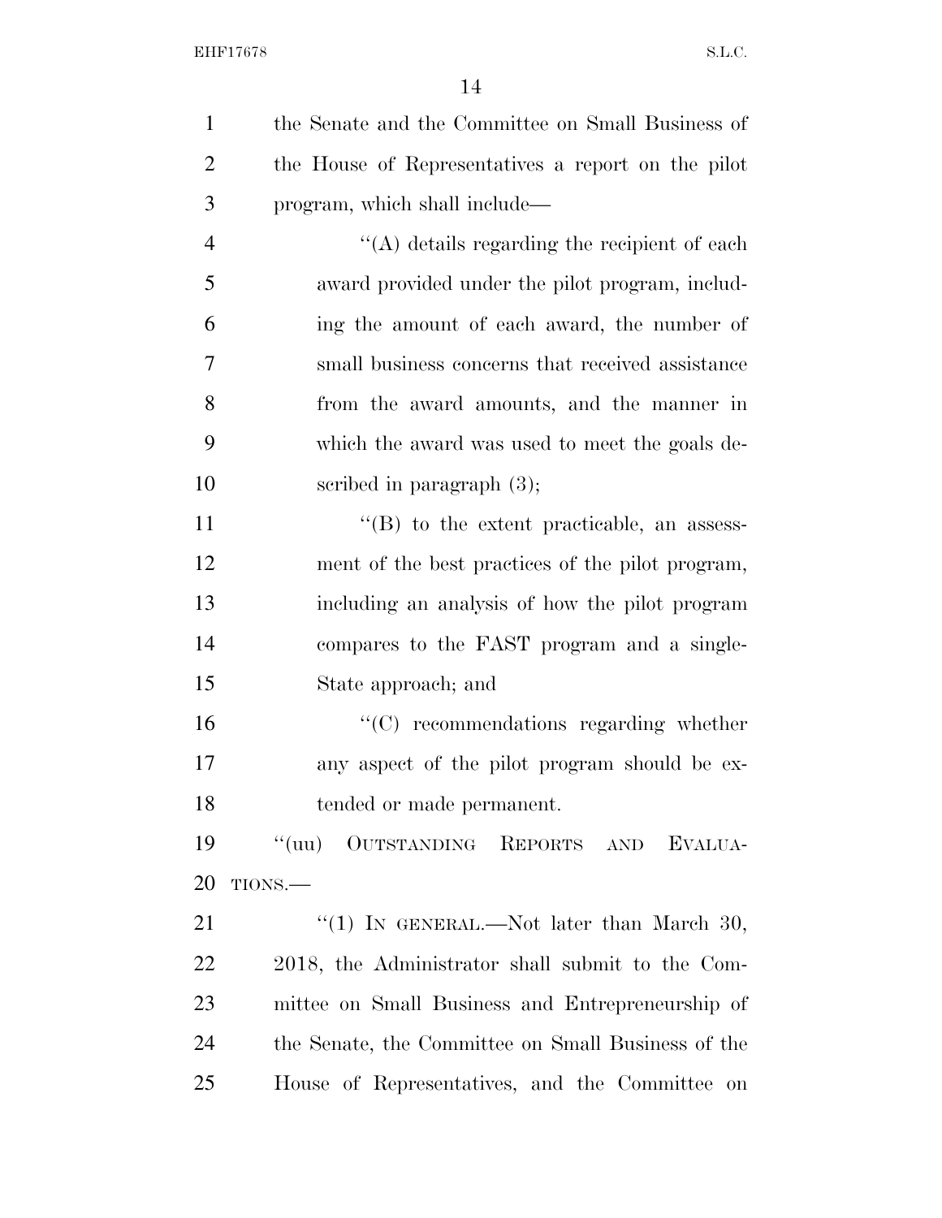the Senate and the Committee on Small Business of the House of Representatives a report on the pilot program, which shall include—

''(A) details regarding the recipient of each award provided under the pilot program, including the amount of each award, the number of small business concerns that received assistance from the award amounts, and the manner in which the award was used to meet the goals described in paragraph (3);

''(B) to the extent practicable, an assessment of the best practices of the pilot program, including an analysis of how the pilot program compares to the FAST program and a single-State approach; and

''(C) recommendations regarding whether any aspect of the pilot program should be extended or made permanent.

''(uu) OUTSTANDING REPORTS AND EVALUATIONS.—

''(1) IN GENERAL.—Not later than March 30, 2018, the Administrator shall submit to the Committee on Small Business and Entrepreneurship of the Senate, the Committee on Small Business of the House of Representatives, and the Committee on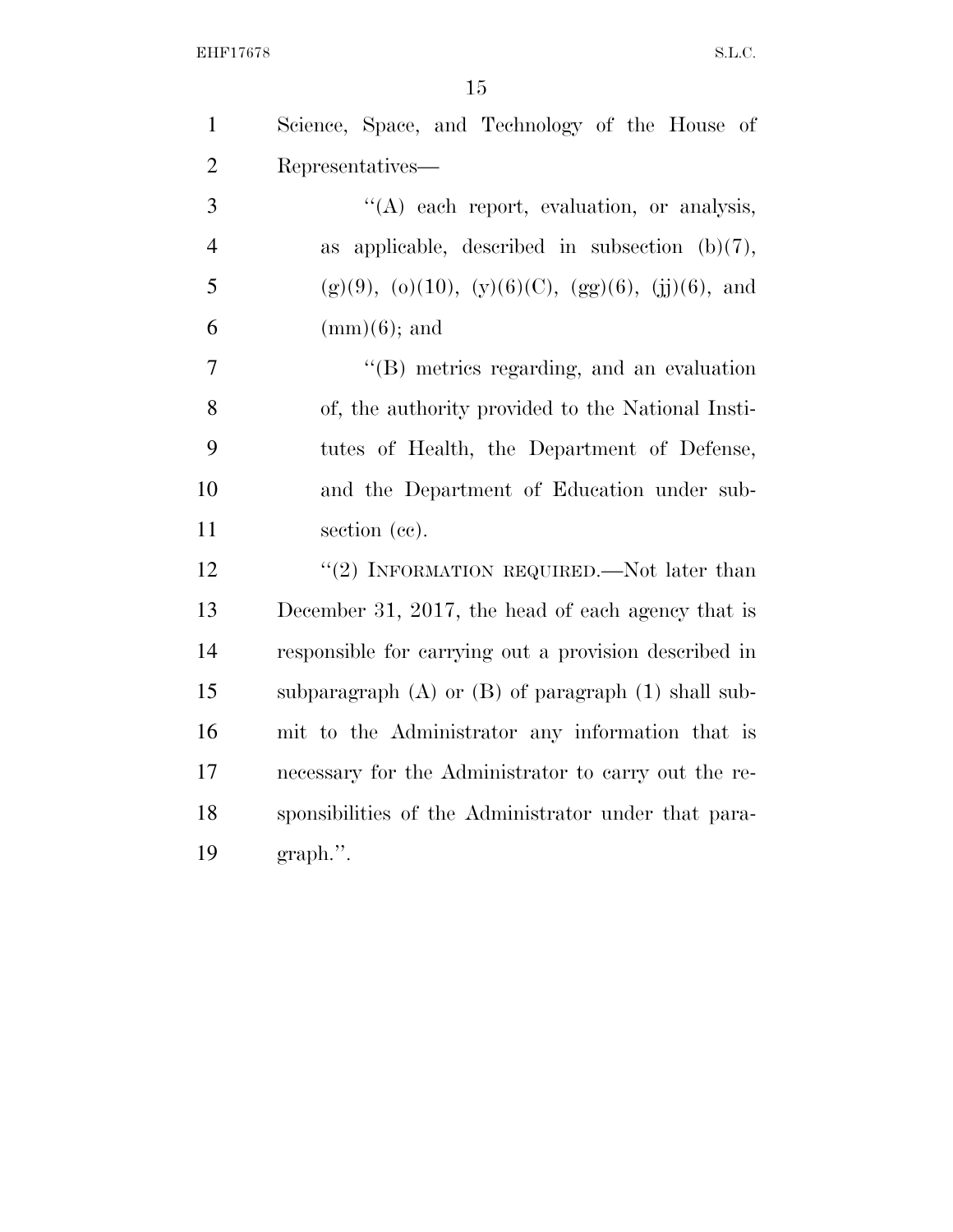Science, Space, and Technology of the House of Representatives—

''(A) each report, evaluation, or analysis, as applicable, described in subsection (b)(7), (g)(9), (o)(10), (y)(6)(C), (gg)(6), (jj)(6), and (mm)(6); and

''(B) metrics regarding, and an evaluation of, the authority provided to the National Institutes of Health, the Department of Defense, and the Department of Education under subsection (cc).

''(2) INFORMATION REQUIRED.—Not later than December 31, 2017, the head of each agency that is responsible for carrying out a provision described in subparagraph (A) or (B) of paragraph (1) shall submit to the Administrator any information that is necessary for the Administrator to carry out the responsibilities of the Administrator under that paragraph.''.